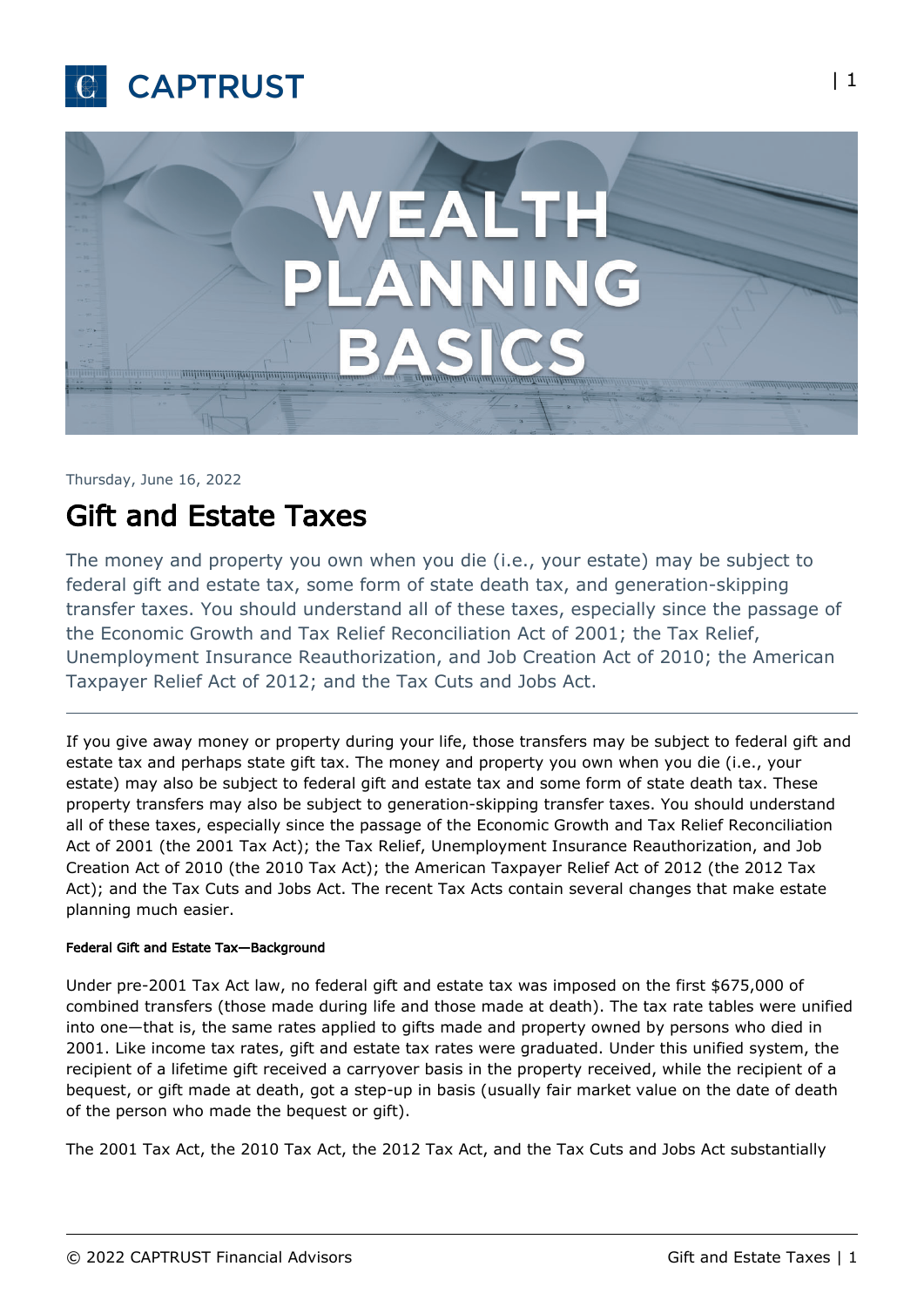# WEALTH PLANNING BASICS

Thursday, June 16, 2022

# Gift and Estate Taxes

The money and property you own when you die (i.e., your estate) may be subject to federal gift and estate tax, some form of state death tax, and generation-skipping transfer taxes. You should understand all of these taxes, especially since the passage of the Economic Growth and Tax Relief Reconciliation Act of 2001; the Tax Relief, Unemployment Insurance Reauthorization, and Job Creation Act of 2010; the American Taxpayer Relief Act of 2012; and the Tax Cuts and Jobs Act.

---

If you give away money or property during your life, those transfers may be subject to federal gift and estate tax and perhaps state gift tax. The money and property you own when you die (i.e., your estate) may also be subject to federal gift and estate tax and some form of state death tax. These property transfers may also be subject to generation-skipping transfer taxes. You should understand all of these taxes, especially since the passage of the Economic Growth and Tax Relief Reconciliation Act of 2001 (the 2001 Tax Act); the Tax Relief, Unemployment Insurance Reauthorization, and Job Creation Act of 2010 (the 2010 Tax Act); the American Taxpayer Relief Act of 2012 (the 2012 Tax Act); and the Tax Cuts and Jobs Act. The recent Tax Acts contain several changes that make estate planning much easier.

#### Federal Gift and Estate Tax—Background

Under pre-2001 Tax Act law, no federal gift and estate tax was imposed on the first $675,000 of combined transfers (those made during life and those made at death). The tax rate tables were unified into one—that is, the same rates applied to gifts made and property owned by persons who died in 2001. Like income tax rates, gift and estate tax rates were graduated. Under this unified system, the recipient of a lifetime gift received a carryover basis in the property received, while the recipient of a bequest, or gift made at death, got a step-up in basis (usually fair market value on the date of death of the person who made the bequest or gift).

The 2001 Tax Act, the 2010 Tax Act, the 2012 Tax Act, and the Tax Cuts and Jobs Act substantially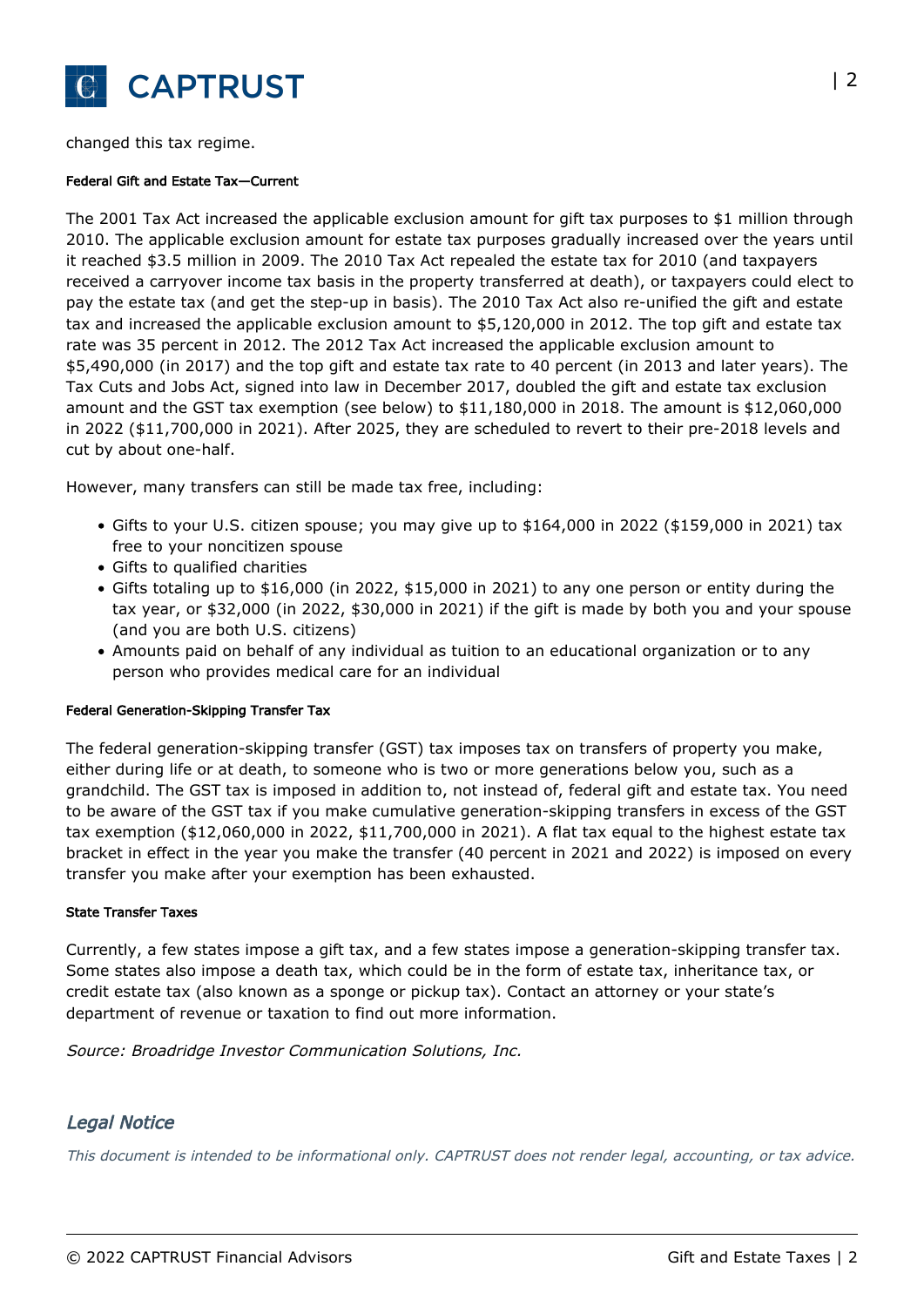changed this tax regime.

#### Federal Gift and Estate Tax—Current

The 2001 Tax Act increased the applicable exclusion amount for gift tax purposes to $1 million through 2010. The applicable exclusion amount for estate tax purposes gradually increased over the years until it reached $3.5 million in 2009. The 2010 Tax Act repealed the estate tax for 2010 (and taxpayers received a carryover income tax basis in the property transferred at death), or taxpayers could elect to pay the estate tax (and get the step-up in basis). The 2010 Tax Act also re-unified the gift and estate tax and increased the applicable exclusion amount to $5,120,000 in 2012. The top gift and estate tax rate was 35 percent in 2012. The 2012 Tax Act increased the applicable exclusion amount to $5,490,000 (in 2017) and the top gift and estate tax rate to 40 percent (in 2013 and later years). The Tax Cuts and Jobs Act, signed into law in December 2017, doubled the gift and estate tax exclusion amount and the GST tax exemption (see below) to $11,180,000 in 2018. The amount is $12,060,000 in 2022 ($11,700,000 in 2021). After 2025, they are scheduled to revert to their pre-2018 levels and cut by about one-half.

However, many transfers can still be made tax free, including:

- Gifts to your U.S. citizen spouse; you may give up to $164,000 in 2022 ($159,000 in 2021) tax free to your noncitizen spouse
- Gifts to qualified charities
- Gifts totaling up to $16,000 (in 2022, $15,000 in 2021) to any one person or entity during the tax year, or $32,000 (in 2022, $30,000 in 2021) if the gift is made by both you and your spouse (and you are both U.S. citizens)
- Amounts paid on behalf of any individual as tuition to an educational organization or to any person who provides medical care for an individual

#### Federal Generation-Skipping Transfer Tax

The federal generation-skipping transfer (GST) tax imposes tax on transfers of property you make, either during life or at death, to someone who is two or more generations below you, such as a grandchild. The GST tax is imposed in addition to, not instead of, federal gift and estate tax. You need to be aware of the GST tax if you make cumulative generation-skipping transfers in excess of the GST tax exemption ($12,060,000 in 2022, $11,700,000 in 2021). A flat tax equal to the highest estate tax bracket in effect in the year you make the transfer (40 percent in 2021 and 2022) is imposed on every transfer you make after your exemption has been exhausted.

#### State Transfer Taxes

Currently, a few states impose a gift tax, and a few states impose a generation-skipping transfer tax. Some states also impose a death tax, which could be in the form of estate tax, inheritance tax, or credit estate tax (also known as a sponge or pickup tax). Contact an attorney or your state's department of revenue or taxation to find out more information.

*Source: Broadridge Investor Communication Solutions, Inc.*

## *Legal Notice*

*This document is intended to be informational only. CAPTRUST does not render legal, accounting, or tax advice.*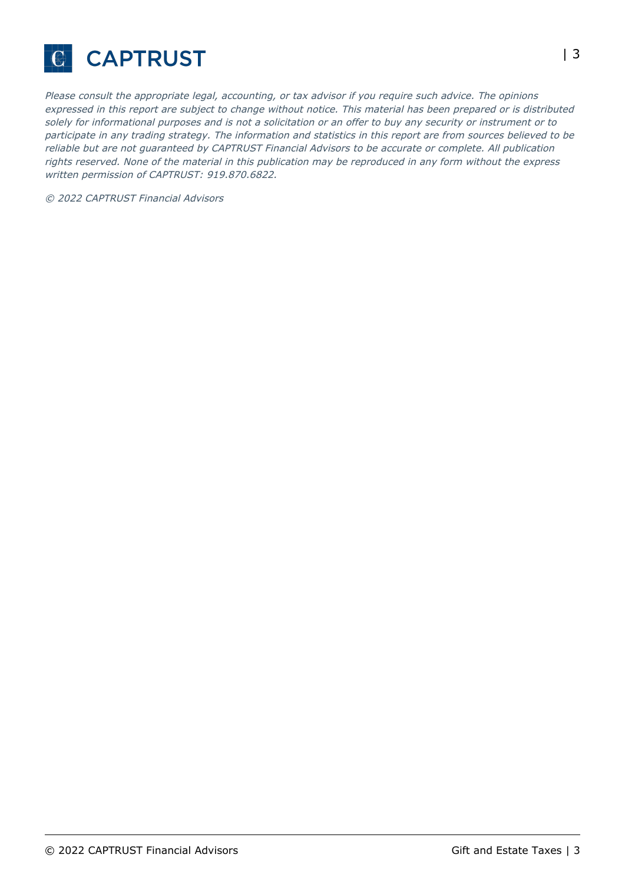*Please consult the appropriate legal, accounting, or tax advisor if you require such advice. The opinions expressed in this report are subject to change without notice. This material has been prepared or is distributed solely for informational purposes and is not a solicitation or an offer to buy any security or instrument or to participate in any trading strategy. The information and statistics in this report are from sources believed to be reliable but are not guaranteed by CAPTRUST Financial Advisors to be accurate or complete. All publication rights reserved. None of the material in this publication may be reproduced in any form without the express written permission of CAPTRUST: 919.870.6822.*

*© 2022 CAPTRUST Financial Advisors*